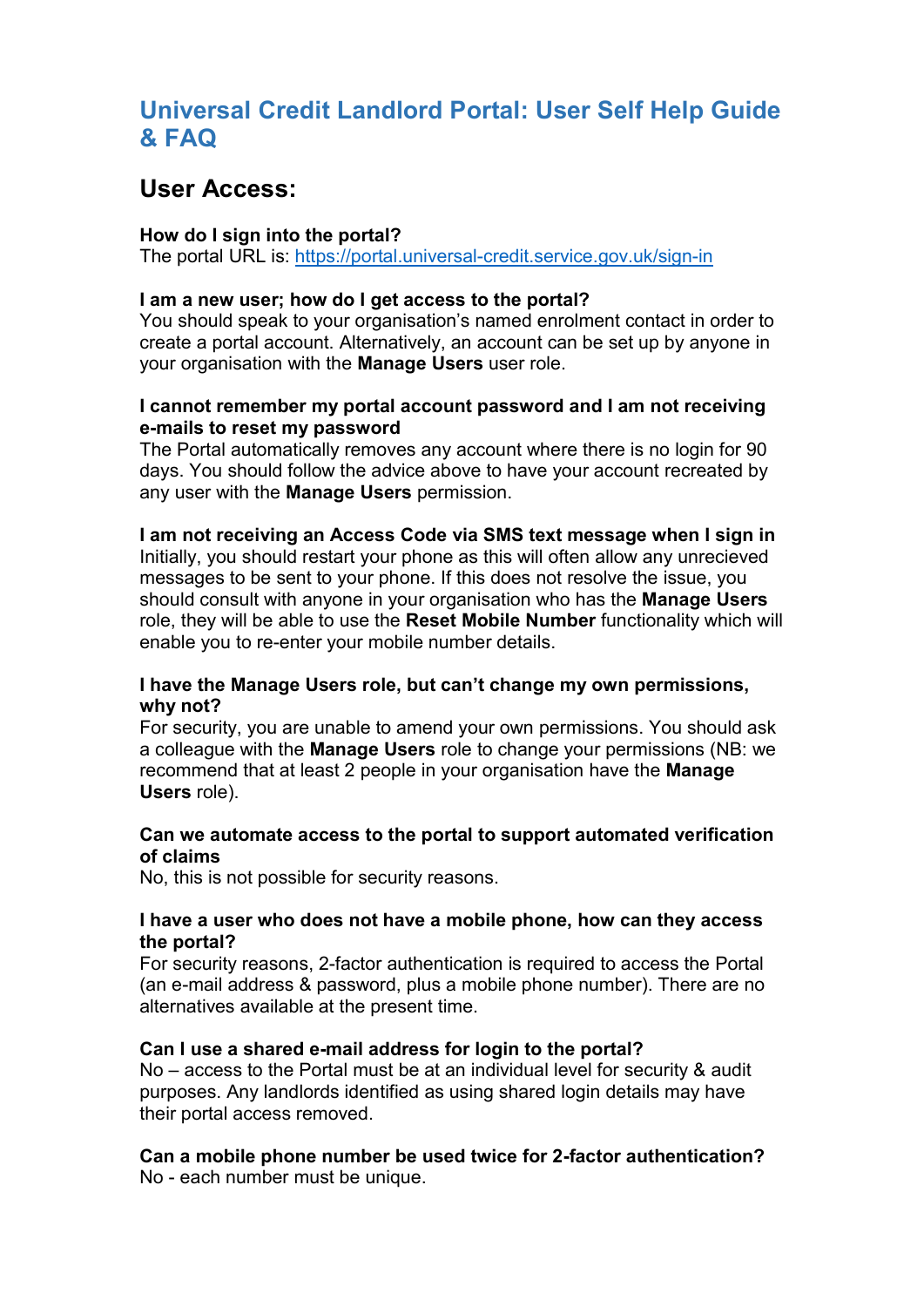# Universal Credit Landlord Portal: User Self Help Guide & FAQ

## User Access:

**How do I sign into the portal?**
The portal URL is: [https://portal.universal-credit.service.gov.uk/sign-in](https://portal.universal-credit.service.gov.uk/sign-in)

**I am a new user; how do I get access to the portal?**
You should speak to your organisation's named enrolment contact in order to create a portal account. Alternatively, an account can be set up by anyone in your organisation with the **Manage Users** user role.

**I cannot remember my portal account password and I am not receiving e-mails to reset my password**
The Portal automatically removes any account where there is no login for 90 days. You should follow the advice above to have your account recreated by any user with the **Manage Users** permission.

**I am not receiving an Access Code via SMS text message when I sign in**
Initially, you should restart your phone as this will often allow any unrecieved messages to be sent to your phone. If this does not resolve the issue, you should consult with anyone in your organisation who has the **Manage Users** role, they will be able to use the **Reset Mobile Number** functionality which will enable you to re-enter your mobile number details.

**I have the Manage Users role, but can't change my own permissions, why not?**
For security, you are unable to amend your own permissions. You should ask a colleague with the **Manage Users** role to change your permissions (NB: we recommend that at least 2 people in your organisation have the **Manage Users** role).

**Can we automate access to the portal to support automated verification of claims**
No, this is not possible for security reasons.

**I have a user who does not have a mobile phone, how can they access the portal?**
For security reasons, 2-factor authentication is required to access the Portal (an e-mail address & password, plus a mobile phone number). There are no alternatives available at the present time.

**Can I use a shared e-mail address for login to the portal?**
No – access to the Portal must be at an individual level for security & audit purposes. Any landlords identified as using shared login details may have their portal access removed.

**Can a mobile phone number be used twice for 2-factor authentication?**
No - each number must be unique.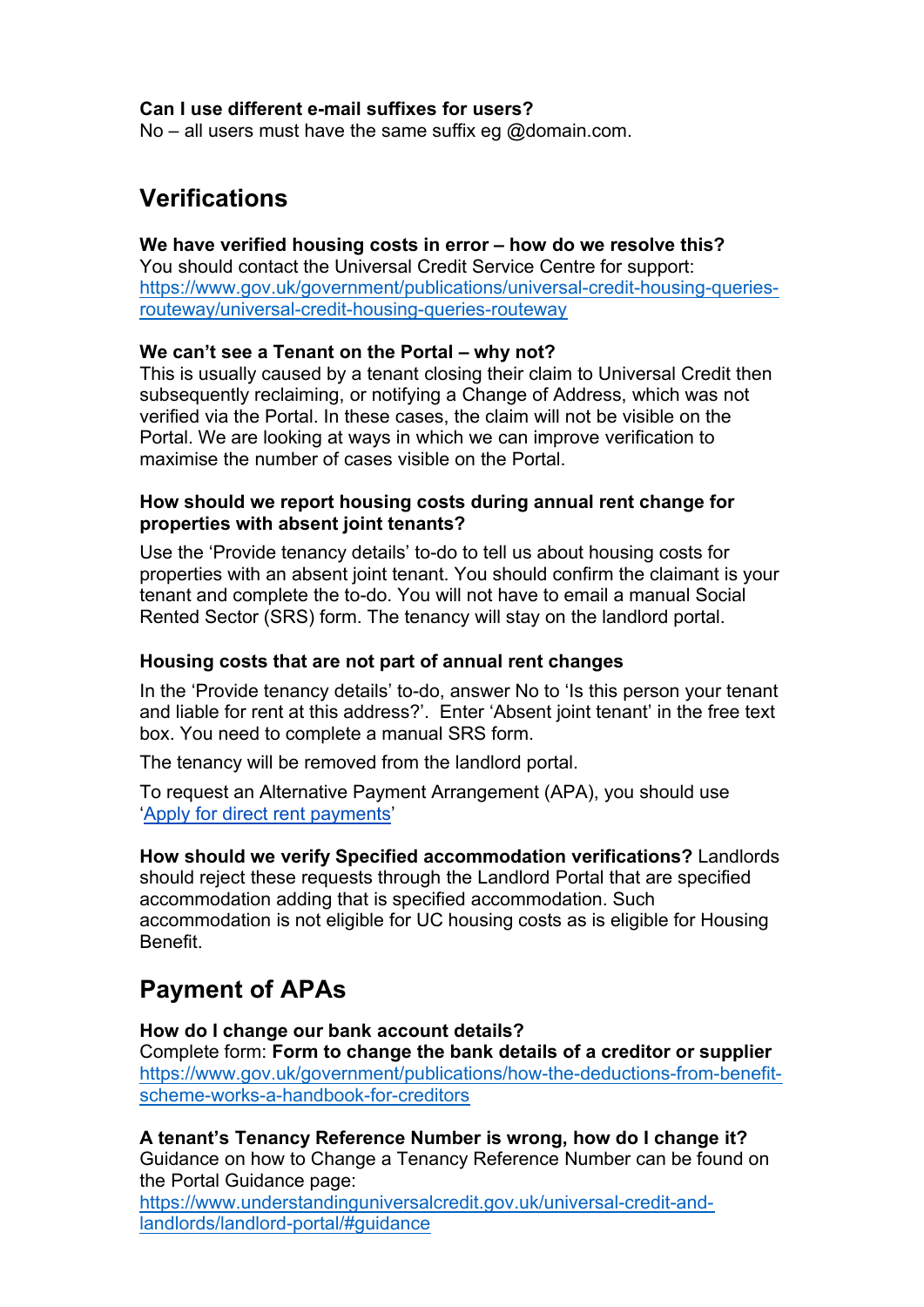**Can I use different e-mail suffixes for users?**
No – all users must have the same suffix eg @domain.com.

## Verifications

**We have verified housing costs in error – how do we resolve this?**
You should contact the Universal Credit Service Centre for support:
[https://www.gov.uk/government/publications/universal-credit-housing-queries-routeway/universal-credit-housing-queries-routeway](https://www.gov.uk/government/publications/universal-credit-housing-queries-routeway/universal-credit-housing-queries-routeway)

**We can't see a Tenant on the Portal – why not?**
This is usually caused by a tenant closing their claim to Universal Credit then subsequently reclaiming, or notifying a Change of Address, which was not verified via the Portal. In these cases, the claim will not be visible on the Portal. We are looking at ways in which we can improve verification to maximise the number of cases visible on the Portal.

**How should we report housing costs during annual rent change for properties with absent joint tenants?**

Use the 'Provide tenancy details' to-do to tell us about housing costs for properties with an absent joint tenant. You should confirm the claimant is your tenant and complete the to-do. You will not have to email a manual Social Rented Sector (SRS) form. The tenancy will stay on the landlord portal.

**Housing costs that are not part of annual rent changes**

In the 'Provide tenancy details' to-do, answer No to 'Is this person your tenant and liable for rent at this address?'. Enter 'Absent joint tenant' in the free text box. You need to complete a manual SRS form.

The tenancy will be removed from the landlord portal.

To request an Alternative Payment Arrangement (APA), you should use '[Apply for direct rent payments]()'

**How should we verify Specified accommodation verifications?** Landlords should reject these requests through the Landlord Portal that are specified accommodation adding that is specified accommodation. Such accommodation is not eligible for UC housing costs as is eligible for Housing Benefit.

## Payment of APAs

**How do I change our bank account details?**
Complete form: **Form to change the bank details of a creditor or supplier**
[https://www.gov.uk/government/publications/how-the-deductions-from-benefit-scheme-works-a-handbook-for-creditors](https://www.gov.uk/government/publications/how-the-deductions-from-benefit-scheme-works-a-handbook-for-creditors)

**A tenant's Tenancy Reference Number is wrong, how do I change it?**
Guidance on how to Change a Tenancy Reference Number can be found on the Portal Guidance page:
[https://www.understandinguniversalcredit.gov.uk/universal-credit-and-landlords/landlord-portal/#guidance](https://www.understandinguniversalcredit.gov.uk/universal-credit-and-landlords/landlord-portal/#guidance)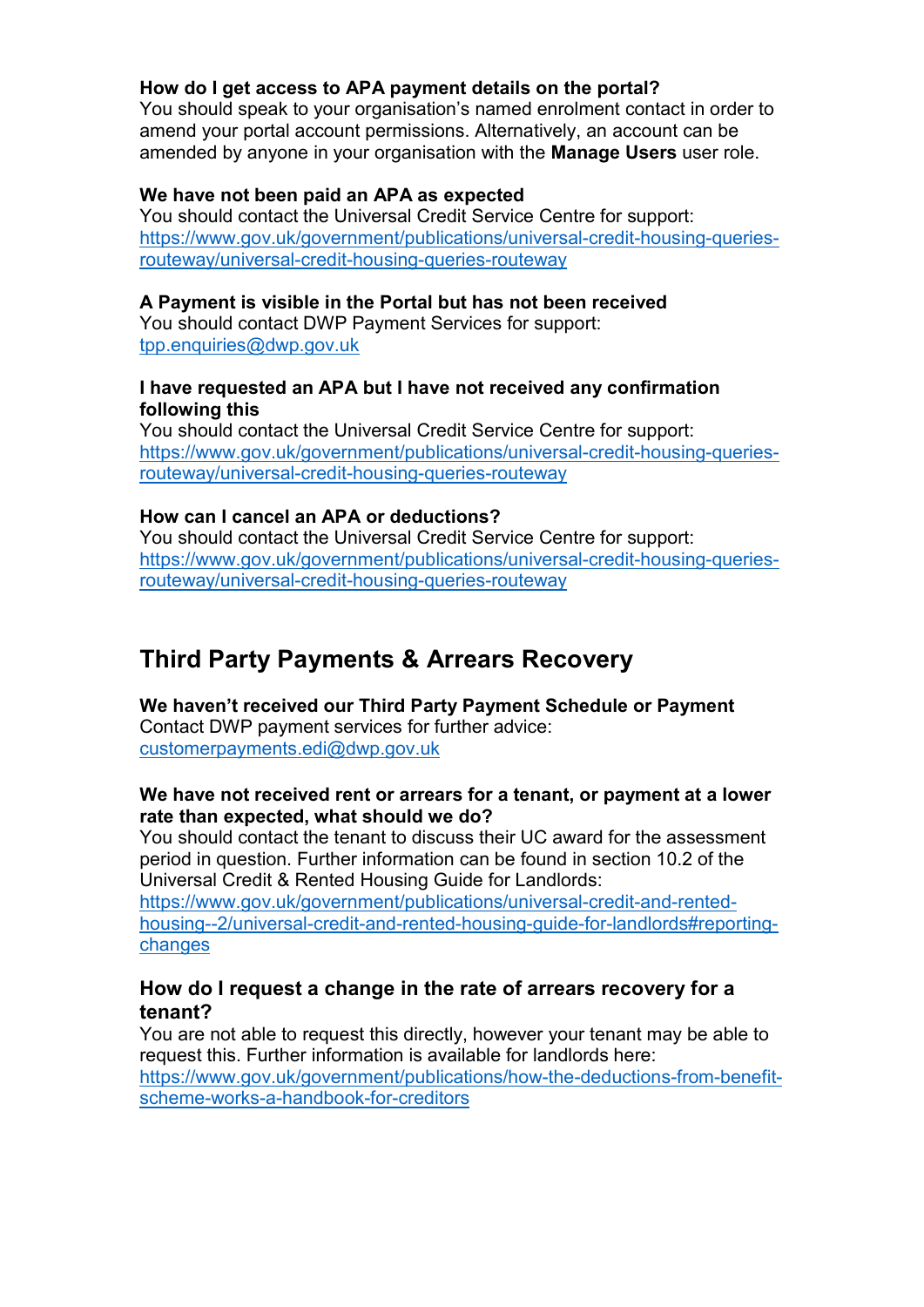**How do I get access to APA payment details on the portal?**
You should speak to your organisation's named enrolment contact in order to amend your portal account permissions. Alternatively, an account can be amended by anyone in your organisation with the **Manage Users** user role.

**We have not been paid an APA as expected**
You should contact the Universal Credit Service Centre for support:
[https://www.gov.uk/government/publications/universal-credit-housing-queries-routeway/universal-credit-housing-queries-routeway](https://www.gov.uk/government/publications/universal-credit-housing-queries-routeway/universal-credit-housing-queries-routeway)

**A Payment is visible in the Portal but has not been received**
You should contact DWP Payment Services for support:
[tpp.enquiries@dwp.gov.uk](mailto:tpp.enquiries@dwp.gov.uk)

**I have requested an APA but I have not received any confirmation following this**
You should contact the Universal Credit Service Centre for support:
[https://www.gov.uk/government/publications/universal-credit-housing-queries-routeway/universal-credit-housing-queries-routeway](https://www.gov.uk/government/publications/universal-credit-housing-queries-routeway/universal-credit-housing-queries-routeway)

**How can I cancel an APA or deductions?**
You should contact the Universal Credit Service Centre for support:
[https://www.gov.uk/government/publications/universal-credit-housing-queries-routeway/universal-credit-housing-queries-routeway](https://www.gov.uk/government/publications/universal-credit-housing-queries-routeway/universal-credit-housing-queries-routeway)

## Third Party Payments & Arrears Recovery

**We haven't received our Third Party Payment Schedule or Payment**
Contact DWP payment services for further advice:
[customerpayments.edi@dwp.gov.uk](mailto:customerpayments.edi@dwp.gov.uk)

**We have not received rent or arrears for a tenant, or payment at a lower rate than expected, what should we do?**
You should contact the tenant to discuss their UC award for the assessment period in question. Further information can be found in section 10.2 of the Universal Credit & Rented Housing Guide for Landlords:
[https://www.gov.uk/government/publications/universal-credit-and-rented-housing--2/universal-credit-and-rented-housing-guide-for-landlords#reporting-changes](https://www.gov.uk/government/publications/universal-credit-and-rented-housing--2/universal-credit-and-rented-housing-guide-for-landlords#reporting-changes)

### How do I request a change in the rate of arrears recovery for a tenant?

You are not able to request this directly, however your tenant may be able to request this. Further information is available for landlords here:
[https://www.gov.uk/government/publications/how-the-deductions-from-benefit-scheme-works-a-handbook-for-creditors](https://www.gov.uk/government/publications/how-the-deductions-from-benefit-scheme-works-a-handbook-for-creditors)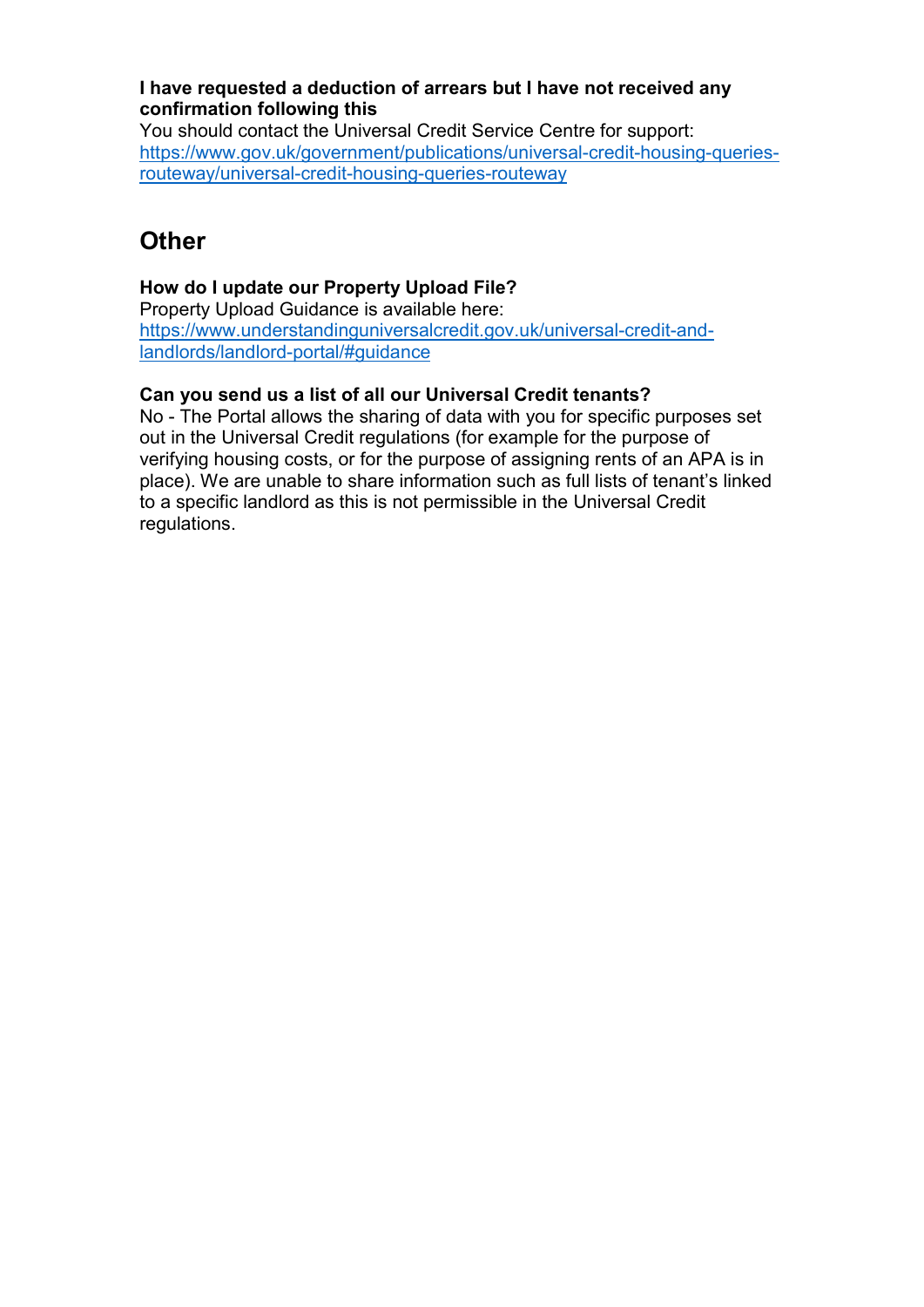**I have requested a deduction of arrears but I have not received any confirmation following this**

You should contact the Universal Credit Service Centre for support: [https://www.gov.uk/government/publications/universal-credit-housing-queries-routeway/universal-credit-housing-queries-routeway](https://www.gov.uk/government/publications/universal-credit-housing-queries-routeway/universal-credit-housing-queries-routeway)

## Other

**How do I update our Property Upload File?**

Property Upload Guidance is available here: [https://www.understandinguniversalcredit.gov.uk/universal-credit-and-landlords/landlord-portal/#guidance](https://www.understandinguniversalcredit.gov.uk/universal-credit-and-landlords/landlord-portal/#guidance)

**Can you send us a list of all our Universal Credit tenants?**

No - The Portal allows the sharing of data with you for specific purposes set out in the Universal Credit regulations (for example for the purpose of verifying housing costs, or for the purpose of assigning rents of an APA is in place). We are unable to share information such as full lists of tenant's linked to a specific landlord as this is not permissible in the Universal Credit regulations.